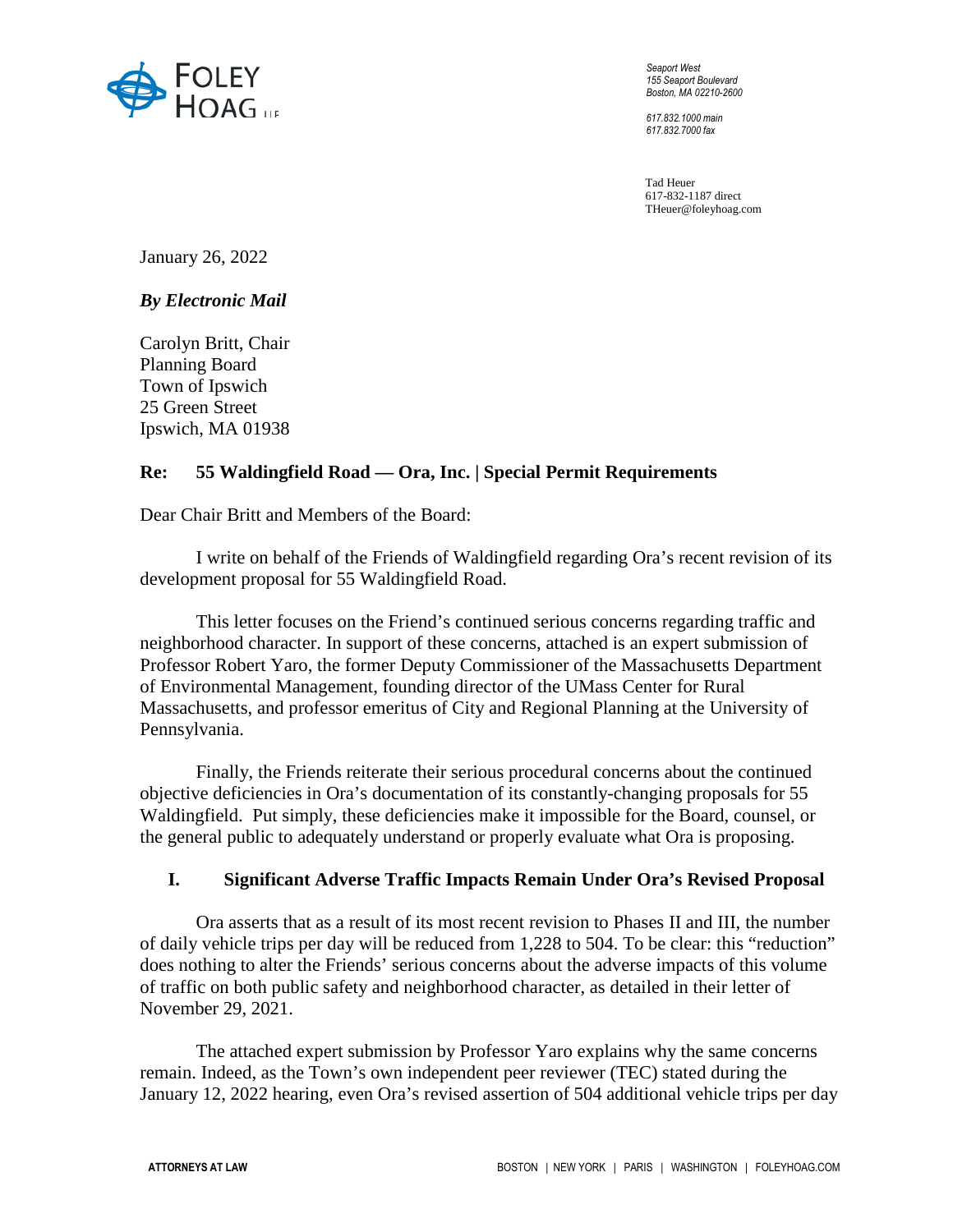FOLEY HOAG LLP

*Seaport West*
*155 Seaport Boulevard*
*Boston, MA 02210-2600*

*617.832.1000 main*
*617.832.7000 fax*

Tad Heuer
617-832-1187 direct
THeuer@foleyhoag.com

January 26, 2022

***By Electronic Mail***

Carolyn Britt, Chair
Planning Board
Town of Ipswich
25 Green Street
Ipswich, MA 01938

**Re: 55 Waldingfield Road — Ora, Inc. | Special Permit Requirements**

Dear Chair Britt and Members of the Board:

I write on behalf of the Friends of Waldingfield regarding Ora's recent revision of its development proposal for 55 Waldingfield Road.

This letter focuses on the Friend's continued serious concerns regarding traffic and neighborhood character. In support of these concerns, attached is an expert submission of Professor Robert Yaro, the former Deputy Commissioner of the Massachusetts Department of Environmental Management, founding director of the UMass Center for Rural Massachusetts, and professor emeritus of City and Regional Planning at the University of Pennsylvania.

Finally, the Friends reiterate their serious procedural concerns about the continued objective deficiencies in Ora's documentation of its constantly-changing proposals for 55 Waldingfield. Put simply, these deficiencies make it impossible for the Board, counsel, or the general public to adequately understand or properly evaluate what Ora is proposing.

## I. Significant Adverse Traffic Impacts Remain Under Ora's Revised Proposal

Ora asserts that as a result of its most recent revision to Phases II and III, the number of daily vehicle trips per day will be reduced from 1,228 to 504. To be clear: this "reduction" does nothing to alter the Friends' serious concerns about the adverse impacts of this volume of traffic on both public safety and neighborhood character, as detailed in their letter of November 29, 2021.

The attached expert submission by Professor Yaro explains why the same concerns remain. Indeed, as the Town's own independent peer reviewer (TEC) stated during the January 12, 2022 hearing, even Ora's revised assertion of 504 additional vehicle trips per day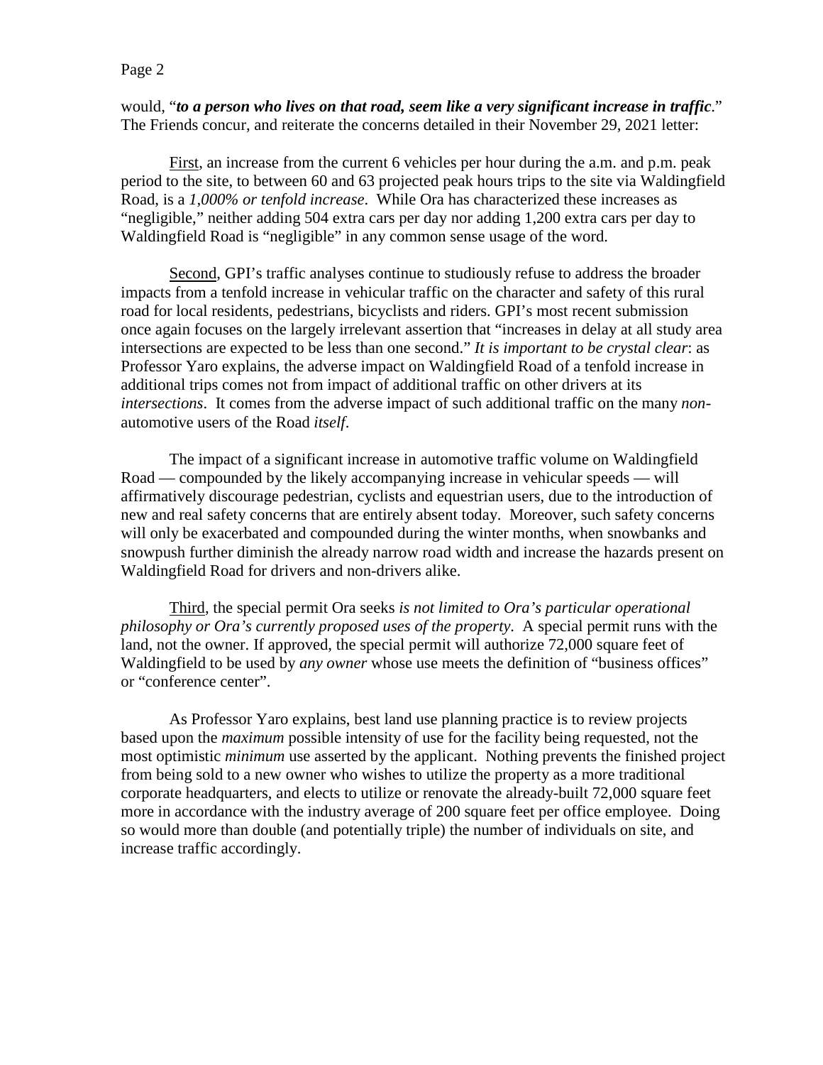would, "***to a person who lives on that road, seem like a very significant increase in traffic***." The Friends concur, and reiterate the concerns detailed in their November 29, 2021 letter:

First, an increase from the current 6 vehicles per hour during the a.m. and p.m. peak period to the site, to between 60 and 63 projected peak hours trips to the site via Waldingfield Road, is a *1,000% or tenfold increase*. While Ora has characterized these increases as "negligible," neither adding 504 extra cars per day nor adding 1,200 extra cars per day to Waldingfield Road is "negligible" in any common sense usage of the word.

Second, GPI's traffic analyses continue to studiously refuse to address the broader impacts from a tenfold increase in vehicular traffic on the character and safety of this rural road for local residents, pedestrians, bicyclists and riders. GPI's most recent submission once again focuses on the largely irrelevant assertion that "increases in delay at all study area intersections are expected to be less than one second." *It is important to be crystal clear*: as Professor Yaro explains, the adverse impact on Waldingfield Road of a tenfold increase in additional trips comes not from impact of additional traffic on other drivers at its *intersections*. It comes from the adverse impact of such additional traffic on the many *non*-automotive users of the Road *itself*.

The impact of a significant increase in automotive traffic volume on Waldingfield Road — compounded by the likely accompanying increase in vehicular speeds — will affirmatively discourage pedestrian, cyclists and equestrian users, due to the introduction of new and real safety concerns that are entirely absent today. Moreover, such safety concerns will only be exacerbated and compounded during the winter months, when snowbanks and snowpush further diminish the already narrow road width and increase the hazards present on Waldingfield Road for drivers and non-drivers alike.

Third, the special permit Ora seeks *is not limited to Ora's particular operational philosophy or Ora's currently proposed uses of the property*. A special permit runs with the land, not the owner. If approved, the special permit will authorize 72,000 square feet of Waldingfield to be used by *any owner* whose use meets the definition of "business offices" or "conference center".

As Professor Yaro explains, best land use planning practice is to review projects based upon the *maximum* possible intensity of use for the facility being requested, not the most optimistic *minimum* use asserted by the applicant. Nothing prevents the finished project from being sold to a new owner who wishes to utilize the property as a more traditional corporate headquarters, and elects to utilize or renovate the already-built 72,000 square feet more in accordance with the industry average of 200 square feet per office employee. Doing so would more than double (and potentially triple) the number of individuals on site, and increase traffic accordingly.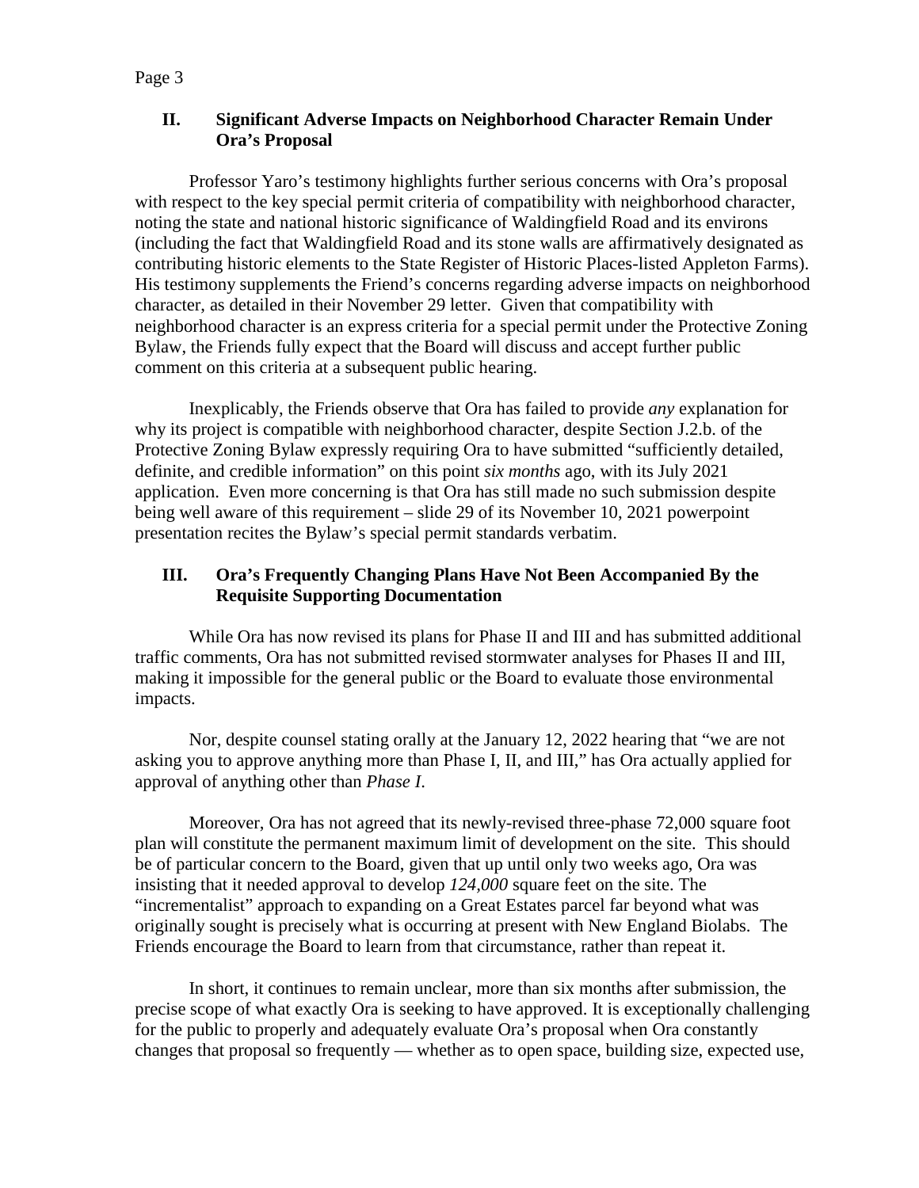## II. Significant Adverse Impacts on Neighborhood Character Remain Under Ora's Proposal

Professor Yaro's testimony highlights further serious concerns with Ora's proposal with respect to the key special permit criteria of compatibility with neighborhood character, noting the state and national historic significance of Waldingfield Road and its environs (including the fact that Waldingfield Road and its stone walls are affirmatively designated as contributing historic elements to the State Register of Historic Places-listed Appleton Farms). His testimony supplements the Friend's concerns regarding adverse impacts on neighborhood character, as detailed in their November 29 letter. Given that compatibility with neighborhood character is an express criteria for a special permit under the Protective Zoning Bylaw, the Friends fully expect that the Board will discuss and accept further public comment on this criteria at a subsequent public hearing.

Inexplicably, the Friends observe that Ora has failed to provide *any* explanation for why its project is compatible with neighborhood character, despite Section J.2.b. of the Protective Zoning Bylaw expressly requiring Ora to have submitted "sufficiently detailed, definite, and credible information" on this point *six months* ago, with its July 2021 application. Even more concerning is that Ora has still made no such submission despite being well aware of this requirement – slide 29 of its November 10, 2021 powerpoint presentation recites the Bylaw's special permit standards verbatim.

## III. Ora's Frequently Changing Plans Have Not Been Accompanied By the Requisite Supporting Documentation

While Ora has now revised its plans for Phase II and III and has submitted additional traffic comments, Ora has not submitted revised stormwater analyses for Phases II and III, making it impossible for the general public or the Board to evaluate those environmental impacts.

Nor, despite counsel stating orally at the January 12, 2022 hearing that "we are not asking you to approve anything more than Phase I, II, and III," has Ora actually applied for approval of anything other than *Phase I*.

Moreover, Ora has not agreed that its newly-revised three-phase 72,000 square foot plan will constitute the permanent maximum limit of development on the site. This should be of particular concern to the Board, given that up until only two weeks ago, Ora was insisting that it needed approval to develop *124,000* square feet on the site. The "incrementalist" approach to expanding on a Great Estates parcel far beyond what was originally sought is precisely what is occurring at present with New England Biolabs. The Friends encourage the Board to learn from that circumstance, rather than repeat it.

In short, it continues to remain unclear, more than six months after submission, the precise scope of what exactly Ora is seeking to have approved. It is exceptionally challenging for the public to properly and adequately evaluate Ora's proposal when Ora constantly changes that proposal so frequently — whether as to open space, building size, expected use,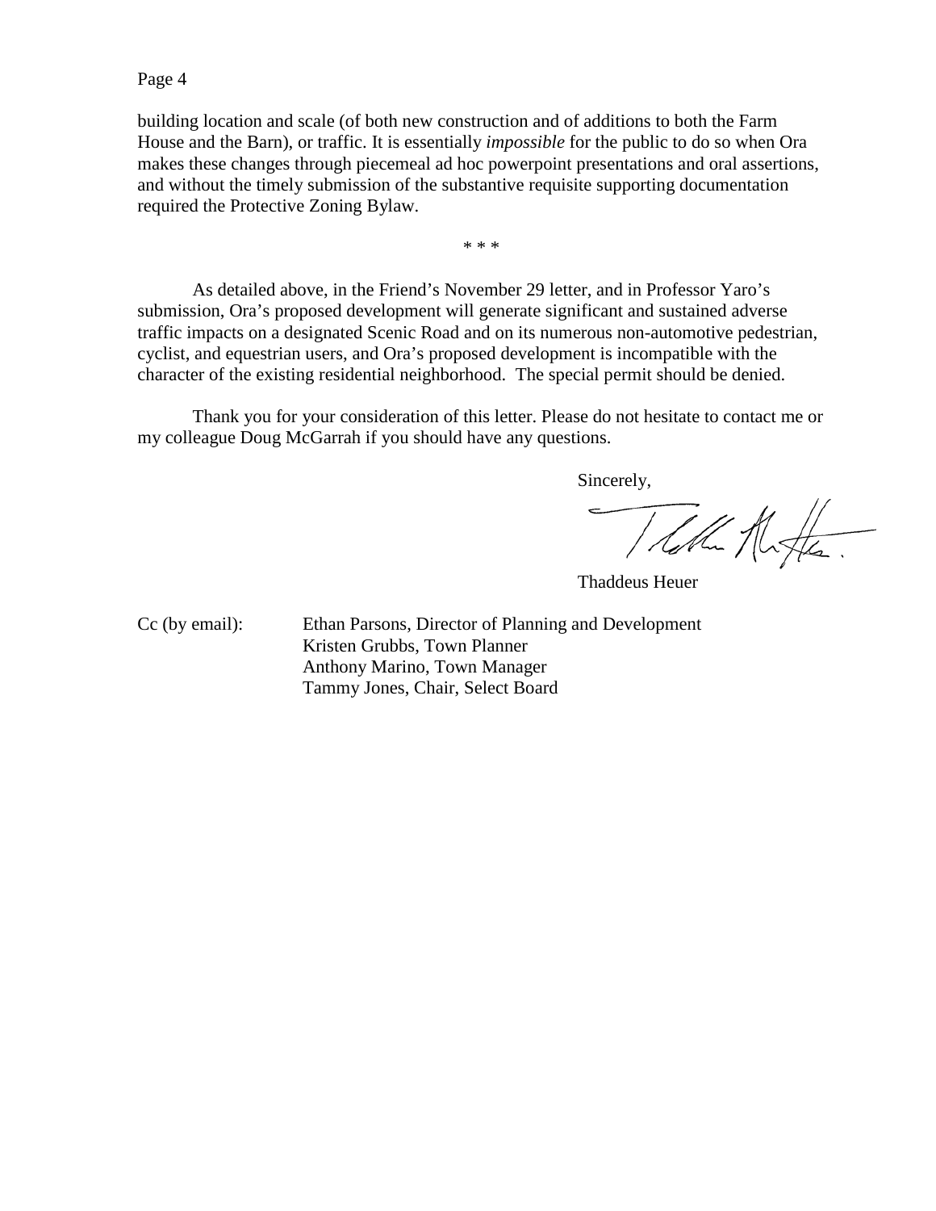building location and scale (of both new construction and of additions to both the Farm House and the Barn), or traffic. It is essentially *impossible* for the public to do so when Ora makes these changes through piecemeal ad hoc powerpoint presentations and oral assertions, and without the timely submission of the substantive requisite supporting documentation required the Protective Zoning Bylaw.

\* \* \*

As detailed above, in the Friend's November 29 letter, and in Professor Yaro's submission, Ora's proposed development will generate significant and sustained adverse traffic impacts on a designated Scenic Road and on its numerous non-automotive pedestrian, cyclist, and equestrian users, and Ora's proposed development is incompatible with the character of the existing residential neighborhood. The special permit should be denied.

Thank you for your consideration of this letter. Please do not hesitate to contact me or my colleague Doug McGarrah if you should have any questions.

Sincerely,

Thaddeus Heuer

Cc (by email): Ethan Parsons, Director of Planning and Development
Kristen Grubbs, Town Planner
Anthony Marino, Town Manager
Tammy Jones, Chair, Select Board